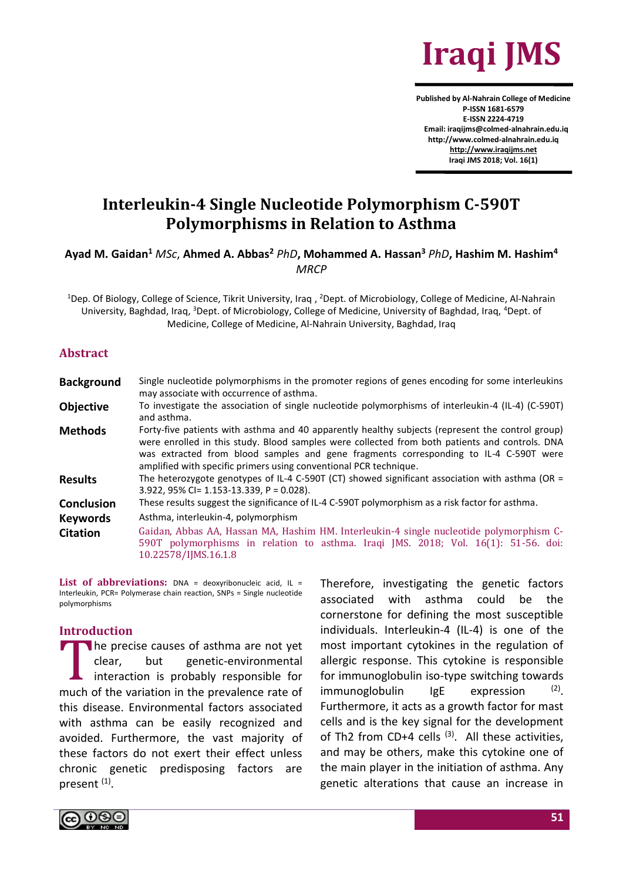# Interleukin-4 Single Nucleotide Polymorphism C-590T Polymorphisms in Relation to Asthma

**Ayad M. Gaidan**[1] *MSc*, **Ahmed A. Abbas**[2] *PhD*, **Mohammed A. Hassan**[3] *PhD*, **Hashim M. Hashim**[4] *MRCP*

[1]Dep. Of Biology, College of Science, Tikrit University, Iraq , [2]Dept. of Microbiology, College of Medicine, Al-Nahrain University, Baghdad, Iraq, [3]Dept. of Microbiology, College of Medicine, University of Baghdad, Iraq, [4]Dept. of Medicine, College of Medicine, Al-Nahrain University, Baghdad, Iraq

## Abstract

**Background** Single nucleotide polymorphisms in the promoter regions of genes encoding for some interleukins may associate with occurrence of asthma.

**Objective** To investigate the association of single nucleotide polymorphisms of interleukin-4 (IL-4) (C-590T) and asthma.

**Methods** Forty-five patients with asthma and 40 apparently healthy subjects (represent the control group) were enrolled in this study. Blood samples were collected from both patients and controls. DNA was extracted from blood samples and gene fragments corresponding to IL-4 C-590T were amplified with specific primers using conventional PCR technique.

**Results** The heterozygote genotypes of IL-4 C-590T (CT) showed significant association with asthma (OR = 3.922, 95% CI= 1.153-13.339, P = 0.028).

**Conclusion** These results suggest the significance of IL-4 C-590T polymorphism as a risk factor for asthma.

**Keywords** Asthma, interleukin-4, polymorphism

**Citation** Gaidan, Abbas AA, Hassan MA, Hashim HM. Interleukin-4 single nucleotide polymorphism C-590T polymorphisms in relation to asthma. Iraqi JMS. 2018; Vol. 16(1): 51-56. doi: 10.22578/IJMS.16.1.8

**List of abbreviations:** DNA = deoxyribonucleic acid, IL = Interleukin, PCR= Polymerase chain reaction, SNPs = Single nucleotide polymorphisms

## Introduction

The precise causes of asthma are not yet clear, but genetic-environmental interaction is probably responsible for much of the variation in the prevalence rate of this disease. Environmental factors associated with asthma can be easily recognized and avoided. Furthermore, the vast majority of these factors do not exert their effect unless chronic genetic predisposing factors are present [1]. Therefore, investigating the genetic factors associated with asthma could be the cornerstone for defining the most susceptible individuals. Interleukin-4 (IL-4) is one of the most important cytokines in the regulation of allergic response. This cytokine is responsible for immunoglobulin iso-type switching towards immunoglobulin IgE expression [2]. Furthermore, it acts as a growth factor for mast cells and is the key signal for the development of Th2 from CD+4 cells [3]. All these activities, and may be others, make this cytokine one of the main player in the initiation of asthma. Any genetic alterations that cause an increase in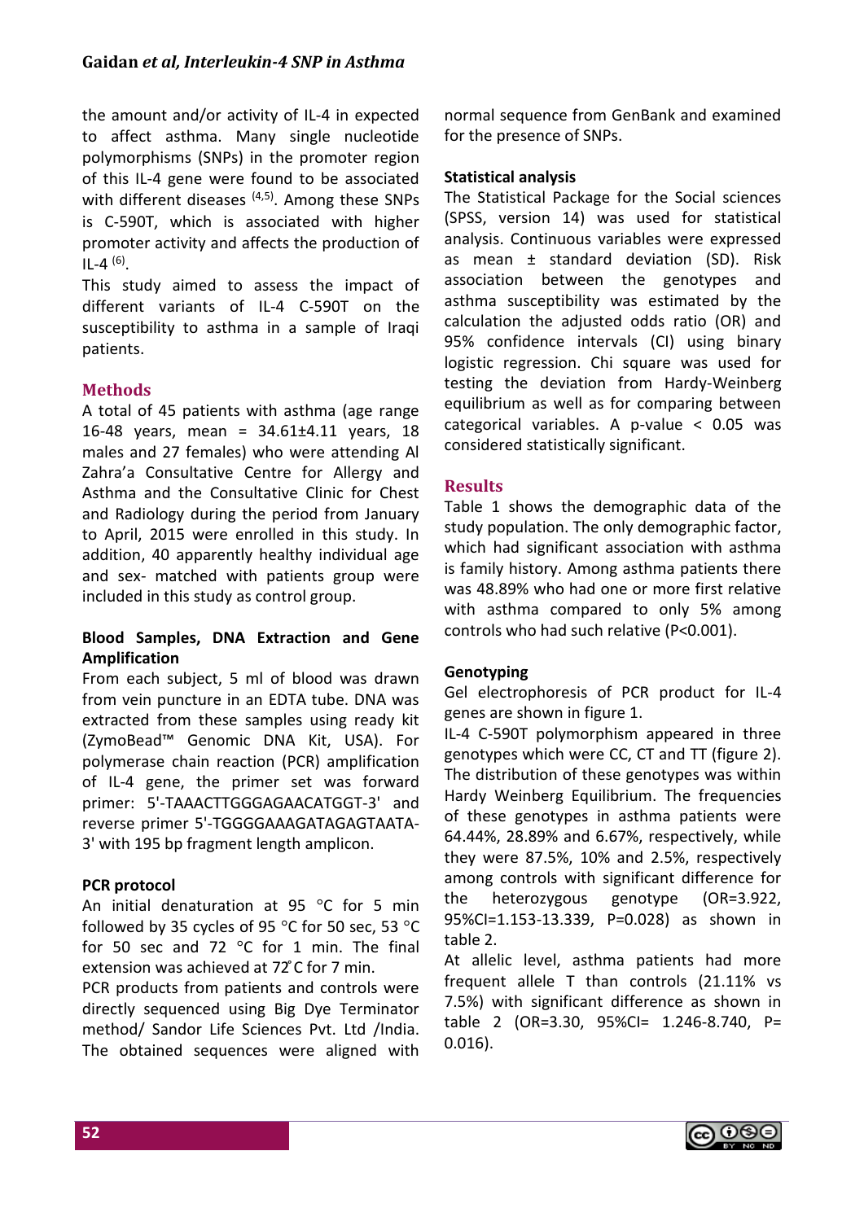the amount and/or activity of IL-4 in expected to affect asthma. Many single nucleotide polymorphisms (SNPs) in the promoter region of this IL-4 gene were found to be associated with different diseases [4,5]. Among these SNPs is C-590T, which is associated with higher promoter activity and affects the production of IL-4 [6].

This study aimed to assess the impact of different variants of IL-4 C-590T on the susceptibility to asthma in a sample of Iraqi patients.

## Methods

A total of 45 patients with asthma (age range 16-48 years, mean = 34.61±4.11 years, 18 males and 27 females) who were attending Al Zahra'a Consultative Centre for Allergy and Asthma and the Consultative Clinic for Chest and Radiology during the period from January to April, 2015 were enrolled in this study. In addition, 40 apparently healthy individual age and sex- matched with patients group were included in this study as control group.

### Blood Samples, DNA Extraction and Gene Amplification

From each subject, 5 ml of blood was drawn from vein puncture in an EDTA tube. DNA was extracted from these samples using ready kit (ZymoBead™ Genomic DNA Kit, USA). For polymerase chain reaction (PCR) amplification of IL-4 gene, the primer set was forward primer: 5'-TAAACTTGGGAGAACATGGT-3' and reverse primer 5'-TGGGGAAAGATAGAGTAATA-3' with 195 bp fragment length amplicon.

### PCR protocol

An initial denaturation at 95 °C for 5 min followed by 35 cycles of 95 °C for 50 sec, 53 °C for 50 sec and 72 °C for 1 min. The final extension was achieved at 72°C for 7 min.

PCR products from patients and controls were directly sequenced using Big Dye Terminator method/ Sandor Life Sciences Pvt. Ltd /India. The obtained sequences were aligned with normal sequence from GenBank and examined for the presence of SNPs.

### Statistical analysis

The Statistical Package for the Social sciences (SPSS, version 14) was used for statistical analysis. Continuous variables were expressed as mean ± standard deviation (SD). Risk association between the genotypes and asthma susceptibility was estimated by the calculation the adjusted odds ratio (OR) and 95% confidence intervals (CI) using binary logistic regression. Chi square was used for testing the deviation from Hardy-Weinberg equilibrium as well as for comparing between categorical variables. A p-value $< 0.05$ was considered statistically significant.

## Results

Table 1 shows the demographic data of the study population. The only demographic factor, which had significant association with asthma is family history. Among asthma patients there was 48.89% who had one or more first relative with asthma compared to only 5% among controls who had such relative (P<0.001).

### Genotyping

Gel electrophoresis of PCR product for IL-4 genes are shown in figure 1.

IL-4 C-590T polymorphism appeared in three genotypes which were CC, CT and TT (figure 2). The distribution of these genotypes was within Hardy Weinberg Equilibrium. The frequencies of these genotypes in asthma patients were 64.44%, 28.89% and 6.67%, respectively, while they were 87.5%, 10% and 2.5%, respectively among controls with significant difference for the heterozygous genotype (OR=3.922, 95%CI=1.153-13.339, P=0.028) as shown in table 2.

At allelic level, asthma patients had more frequent allele T than controls (21.11% vs 7.5%) with significant difference as shown in table 2 (OR=3.30, 95%CI= 1.246-8.740, P= 0.016).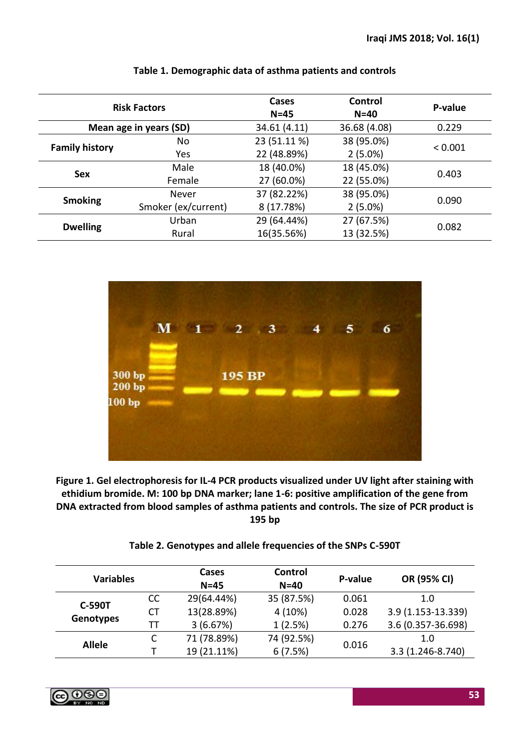**Table 1. Demographic data of asthma patients and controls**

| Risk Factors | | Cases N=45 | Control N=40 | P-value |
|---|---|---|---|---|
| Mean age in years (SD) | | 34.61 (4.11) | 36.68 (4.08) | 0.229 |
| Family history | No | 23 (51.11 %) | 38 (95.0%) | < 0.001 |
| | Yes | 22 (48.89%) | 2 (5.0%) | |
| Sex | Male | 18 (40.0%) | 18 (45.0%) | 0.403 |
| | Female | 27 (60.0%) | 22 (55.0%) | |
| Smoking | Never | 37 (82.22%) | 38 (95.0%) | 0.090 |
| | Smoker (ex/current) | 8 (17.78%) | 2 (5.0%) | |
| Dwelling | Urban | 29 (64.44%) | 27 (67.5%) | 0.082 |
| | Rural | 16(35.56%) | 13 (32.5%) | |

M 1 2 3 4 5 6

300 bp
200 bp
100 bp

195 BP

**Figure 1. Gel electrophoresis for IL-4 PCR products visualized under UV light after staining with ethidium bromide. M: 100 bp DNA marker; lane 1-6: positive amplification of the gene from DNA extracted from blood samples of asthma patients and controls. The size of PCR product is 195 bp**

**Table 2. Genotypes and allele frequencies of the SNPs C-590T**

| Variables | | Cases N=45 | Control N=40 | P-value | OR (95% CI) |
|---|---|---|---|---|---|
| C-590T Genotypes | CC | 29(64.44%) | 35 (87.5%) | 0.061 | 1.0 |
| | CT | 13(28.89%) | 4 (10%) | 0.028 | 3.9 (1.153-13.339) |
| | TT | 3 (6.67%) | 1 (2.5%) | 0.276 | 3.6 (0.357-36.698) |
| Allele | C | 71 (78.89%) | 74 (92.5%) | 0.016 | 1.0 |
| | T | 19 (21.11%) | 6 (7.5%) | | 3.3 (1.246-8.740) |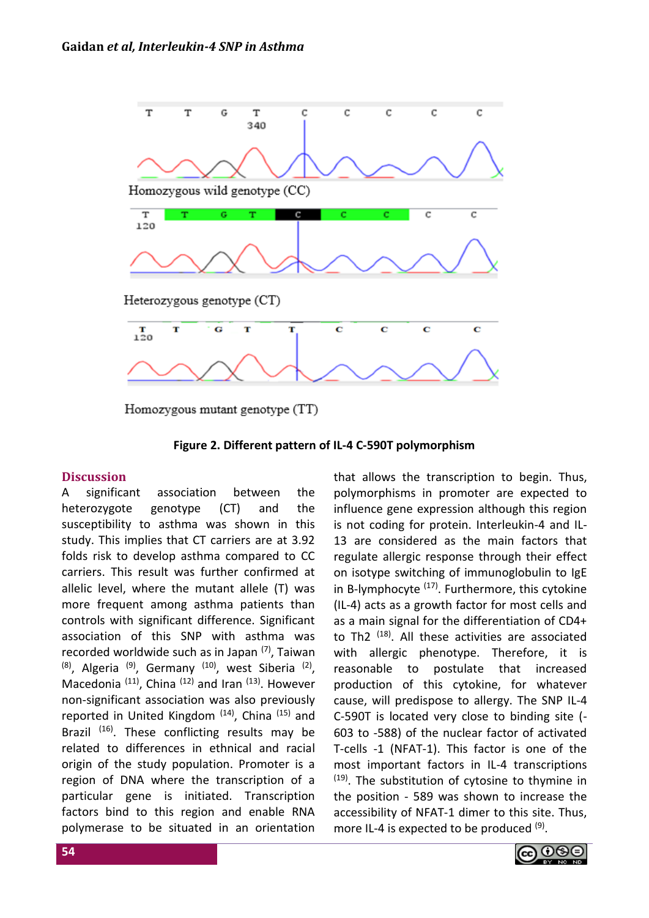T T G T C C C C C
340

Homozygous wild genotype (CC)

T T G T C C C C C
120

Heterozygous genotype (CT)

T T G T T C C C C
120

Homozygous mutant genotype (TT)

**Figure 2. Different pattern of IL-4 C-590T polymorphism**

## Discussion

A significant association between the heterozygote genotype (CT) and the susceptibility to asthma was shown in this study. This implies that CT carriers are at 3.92 folds risk to develop asthma compared to CC carriers. This result was further confirmed at allelic level, where the mutant allele (T) was more frequent among asthma patients than controls with significant difference. Significant association of this SNP with asthma was recorded worldwide such as in Japan [7], Taiwan [8], Algeria [9], Germany [10], west Siberia [2], Macedonia [11], China [12] and Iran [13]. However non-significant association was also previously reported in United Kingdom [14], China [15] and Brazil [16]. These conflicting results may be related to differences in ethnical and racial origin of the study population. Promoter is a region of DNA where the transcription of a particular gene is initiated. Transcription factors bind to this region and enable RNA polymerase to be situated in an orientation that allows the transcription to begin. Thus, polymorphisms in promoter are expected to influence gene expression although this region is not coding for protein. Interleukin-4 and IL-13 are considered as the main factors that regulate allergic response through their effect on isotype switching of immunoglobulin to IgE in B-lymphocyte [17]. Furthermore, this cytokine (IL-4) acts as a growth factor for most cells and as a main signal for the differentiation of CD4+ to Th2 [18]. All these activities are associated with allergic phenotype. Therefore, it is reasonable to postulate that increased production of this cytokine, for whatever cause, will predispose to allergy. The SNP IL-4 C-590T is located very close to binding site (-603 to -588) of the nuclear factor of activated T-cells -1 (NFAT-1). This factor is one of the most important factors in IL-4 transcriptions [19]. The substitution of cytosine to thymine in the position - 589 was shown to increase the accessibility of NFAT-1 dimer to this site. Thus, more IL-4 is expected to be produced [9].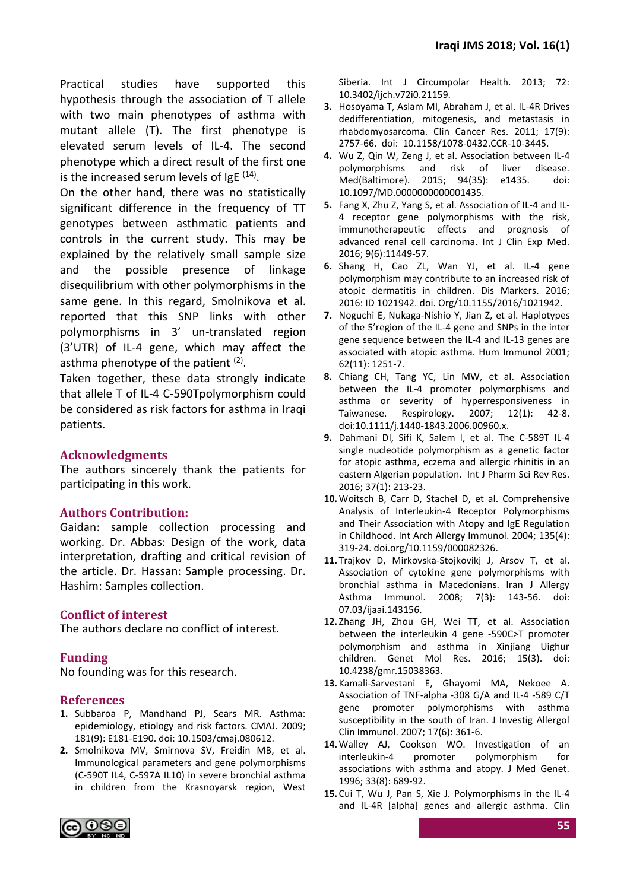Practical studies have supported this hypothesis through the association of T allele with two main phenotypes of asthma with mutant allele (T). The first phenotype is elevated serum levels of IL-4. The second phenotype which a direct result of the first one is the increased serum levels of IgE [14].

On the other hand, there was no statistically significant difference in the frequency of TT genotypes between asthmatic patients and controls in the current study. This may be explained by the relatively small sample size and the possible presence of linkage disequilibrium with other polymorphisms in the same gene. In this regard, Smolnikova et al. reported that this SNP links with other polymorphisms in 3' un-translated region (3'UTR) of IL-4 gene, which may affect the asthma phenotype of the patient [2].

Taken together, these data strongly indicate that allele T of IL-4 C-590Tpolymorphism could be considered as risk factors for asthma in Iraqi patients.

## Acknowledgments

The authors sincerely thank the patients for participating in this work.

## Authors Contribution:

Gaidan: sample collection processing and working. Dr. Abbas: Design of the work, data interpretation, drafting and critical revision of the article. Dr. Hassan: Sample processing. Dr. Hashim: Samples collection.

## Conflict of interest

The authors declare no conflict of interest.

## Funding

No founding was for this research.

## References

1. Subbaroa P, Mandhand PJ, Sears MR. Asthma: epidemiology, etiology and risk factors. CMAJ. 2009; 181(9): E181-E190. doi: 10.1503/cmaj.080612.
2. Smolnikova MV, Smirnova SV, Freidin MB, et al. Immunological parameters and gene polymorphisms (C-590T IL4, C-597A IL10) in severe bronchial asthma in children from the Krasnoyarsk region, West Siberia. Int J Circumpolar Health. 2013; 72: 10.3402/ijch.v72i0.21159.
3. Hosoyama T, Aslam MI, Abraham J, et al. IL-4R Drives dedifferentiation, mitogenesis, and metastasis in rhabdomyosarcoma. Clin Cancer Res. 2011; 17(9): 2757-66. doi: 10.1158/1078-0432.CCR-10-3445.
4. Wu Z, Qin W, Zeng J, et al. Association between IL-4 polymorphisms and risk of liver disease. Med(Baltimore). 2015; 94(35): e1435. doi: 10.1097/MD.0000000000001435.
5. Fang X, Zhu Z, Yang S, et al. Association of IL-4 and IL-4 receptor gene polymorphisms with the risk, immunotherapeutic effects and prognosis of advanced renal cell carcinoma. Int J Clin Exp Med. 2016; 9(6):11449-57.
6. Shang H, Cao ZL, Wan YJ, et al. IL-4 gene polymorphism may contribute to an increased risk of atopic dermatitis in children. Dis Markers. 2016; 2016: ID 1021942. doi. Org/10.1155/2016/1021942.
7. Noguchi E, Nukaga-Nishio Y, Jian Z, et al. Haplotypes of the 5'region of the IL-4 gene and SNPs in the inter gene sequence between the IL-4 and IL-13 genes are associated with atopic asthma. Hum Immunol 2001; 62(11): 1251-7.
8. Chiang CH, Tang YC, Lin MW, et al. Association between the IL-4 promoter polymorphisms and asthma or severity of hyperresponsiveness in Taiwanese. Respirology. 2007; 12(1): 42-8. doi:10.1111/j.1440-1843.2006.00960.x.
9. Dahmani DI, Sifi K, Salem I, et al. The C-589T IL-4 single nucleotide polymorphism as a genetic factor for atopic asthma, eczema and allergic rhinitis in an eastern Algerian population. Int J Pharm Sci Rev Res. 2016; 37(1): 213-23.
10. Woitsch B, Carr D, Stachel D, et al. Comprehensive Analysis of Interleukin-4 Receptor Polymorphisms and Their Association with Atopy and IgE Regulation in Childhood. Int Arch Allergy Immunol. 2004; 135(4): 319-24. doi.org/10.1159/000082326.
11. Trajkov D, Mirkovska-Stojkovikj J, Arsov T, et al. Association of cytokine gene polymorphisms with bronchial asthma in Macedonians. Iran J Allergy Asthma Immunol. 2008; 7(3): 143-56. doi: 07.03/ijaai.143156.
12. Zhang JH, Zhou GH, Wei TT, et al. Association between the interleukin 4 gene -590C>T promoter polymorphism and asthma in Xinjiang Uighur children. Genet Mol Res. 2016; 15(3). doi: 10.4238/gmr.15038363.
13. Kamali-Sarvestani E, Ghayomi MA, Nekoee A. Association of TNF-alpha -308 G/A and IL-4 -589 C/T gene promoter polymorphisms with asthma susceptibility in the south of Iran. J Investig Allergol Clin Immunol. 2007; 17(6): 361-6.
14. Walley AJ, Cookson WO. Investigation of an interleukin-4 promoter polymorphism for associations with asthma and atopy. J Med Genet. 1996; 33(8): 689-92.
15. Cui T, Wu J, Pan S, Xie J. Polymorphisms in the IL-4 and IL-4R [alpha] genes and allergic asthma. Clin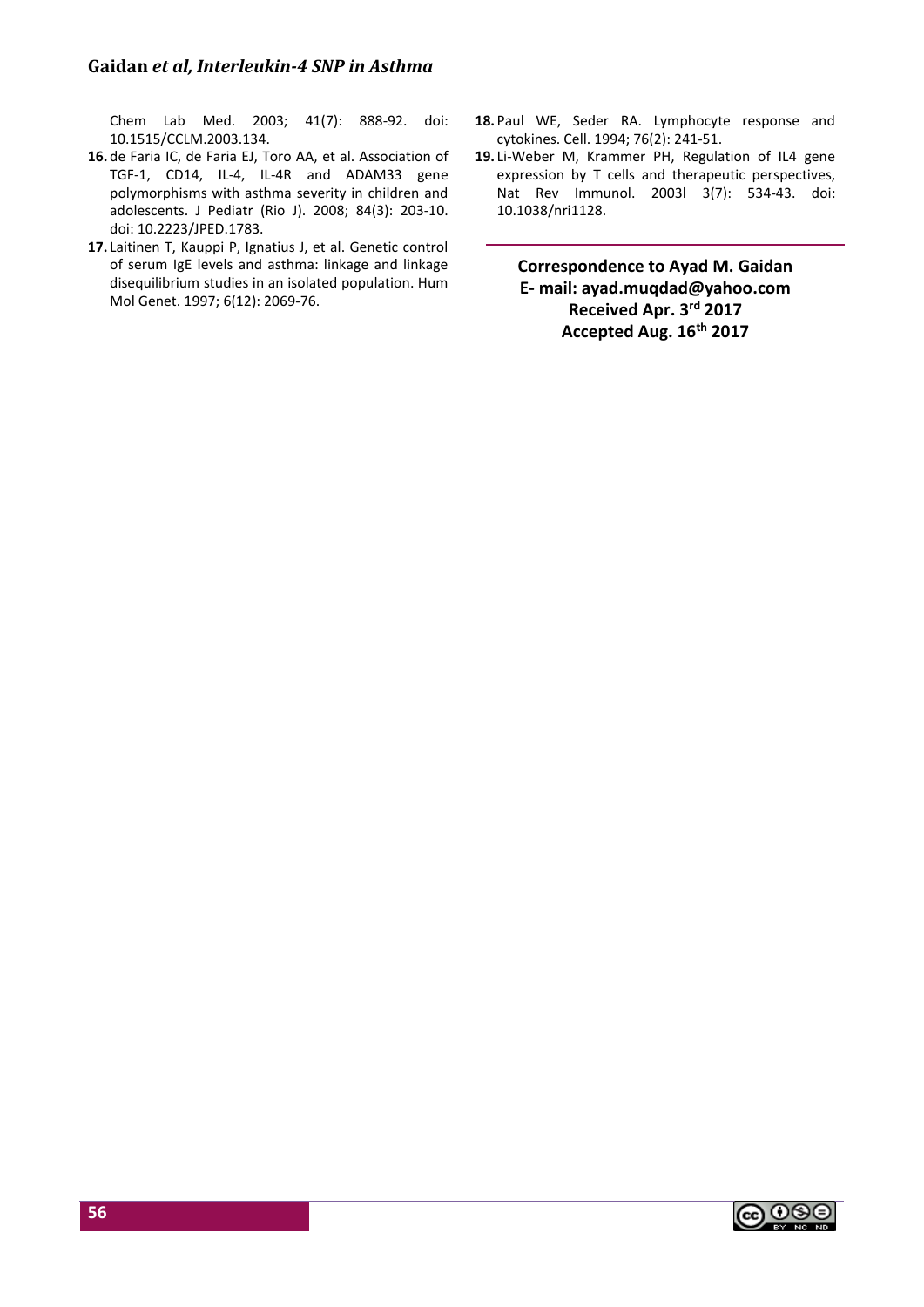Chem Lab Med. 2003; 41(7): 888-92. doi: 10.1515/CCLM.2003.134.

16. de Faria IC, de Faria EJ, Toro AA, et al. Association of TGF-1, CD14, IL-4, IL-4R and ADAM33 gene polymorphisms with asthma severity in children and adolescents. J Pediatr (Rio J). 2008; 84(3): 203-10. doi: 10.2223/JPED.1783.
17. Laitinen T, Kauppi P, Ignatius J, et al. Genetic control of serum IgE levels and asthma: linkage and linkage disequilibrium studies in an isolated population. Hum Mol Genet. 1997; 6(12): 2069-76.
18. Paul WE, Seder RA. Lymphocyte response and cytokines. Cell. 1994; 76(2): 241-51.
19. Li-Weber M, Krammer PH, Regulation of IL4 gene expression by T cells and therapeutic perspectives, Nat Rev Immunol. 2003l 3(7): 534-43. doi: 10.1038/nri1128.

---

**Correspondence to Ayad M. Gaidan**
**E- mail: ayad.muqdad@yahoo.com**
**Received Apr. 3rd 2017**
**Accepted Aug. 16th 2017**